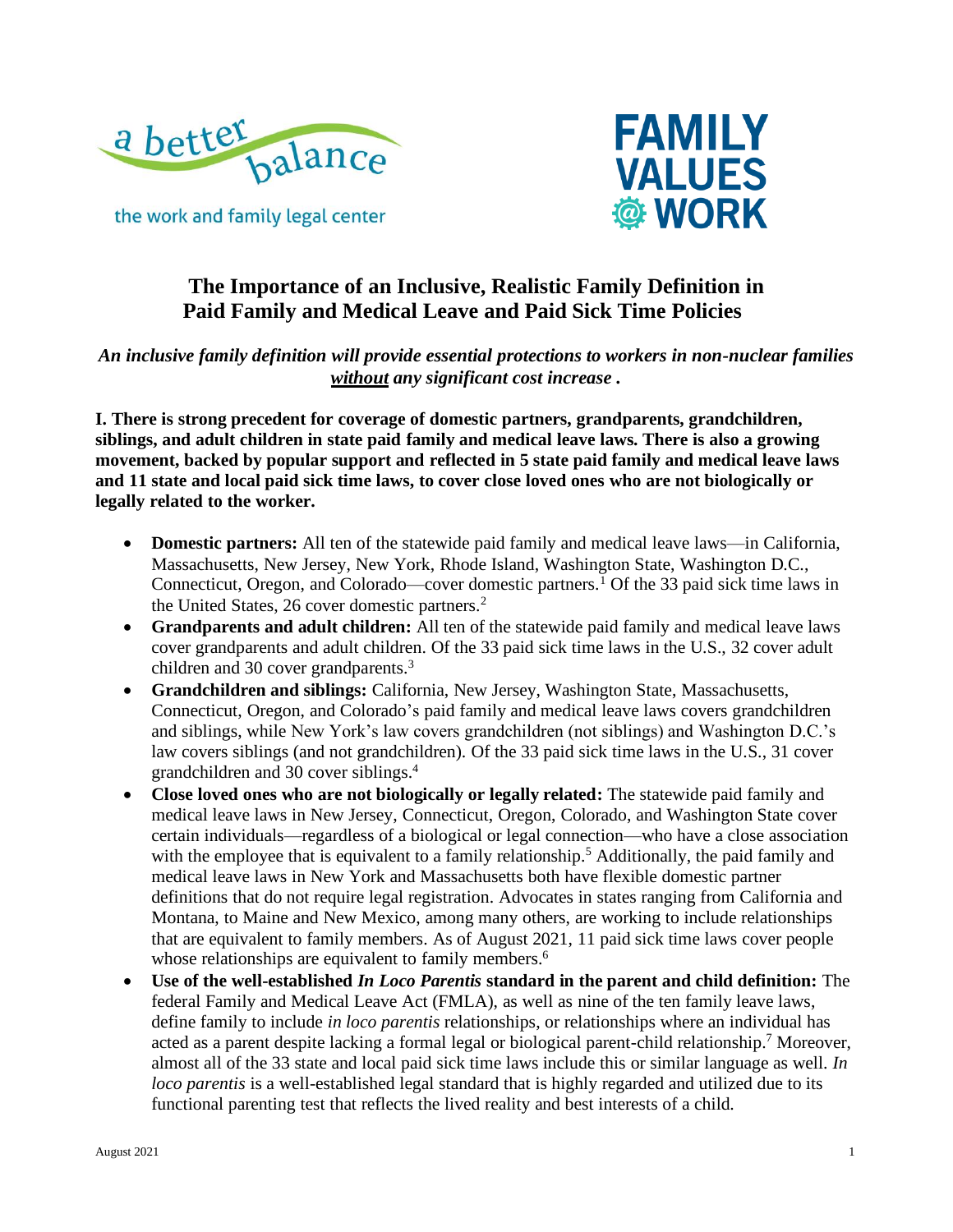a better balance

the work and family legal center

FAMILY VALUES @ WORK

# The Importance of an Inclusive, Realistic Family Definition in Paid Family and Medical Leave and Paid Sick Time Policies

***An inclusive family definition will provide essential protections to workers in non-nuclear families <u>without</u> any significant cost increase .***

**I. There is strong precedent for coverage of domestic partners, grandparents, grandchildren, siblings, and adult children in state paid family and medical leave laws. There is also a growing movement, backed by popular support and reflected in 5 state paid family and medical leave laws and 11 state and local paid sick time laws, to cover close loved ones who are not biologically or legally related to the worker.**

- **Domestic partners:** All ten of the statewide paid family and medical leave laws—in California, Massachusetts, New Jersey, New York, Rhode Island, Washington State, Washington D.C., Connecticut, Oregon, and Colorado—cover domestic partners.[1] Of the 33 paid sick time laws in the United States, 26 cover domestic partners.[2]
- **Grandparents and adult children:** All ten of the statewide paid family and medical leave laws cover grandparents and adult children. Of the 33 paid sick time laws in the U.S., 32 cover adult children and 30 cover grandparents.[3]
- **Grandchildren and siblings:** California, New Jersey, Washington State, Massachusetts, Connecticut, Oregon, and Colorado's paid family and medical leave laws covers grandchildren and siblings, while New York's law covers grandchildren (not siblings) and Washington D.C.'s law covers siblings (and not grandchildren). Of the 33 paid sick time laws in the U.S., 31 cover grandchildren and 30 cover siblings.[4]
- **Close loved ones who are not biologically or legally related:** The statewide paid family and medical leave laws in New Jersey, Connecticut, Oregon, Colorado, and Washington State cover certain individuals—regardless of a biological or legal connection—who have a close association with the employee that is equivalent to a family relationship.[5] Additionally, the paid family and medical leave laws in New York and Massachusetts both have flexible domestic partner definitions that do not require legal registration. Advocates in states ranging from California and Montana, to Maine and New Mexico, among many others, are working to include relationships that are equivalent to family members. As of August 2021, 11 paid sick time laws cover people whose relationships are equivalent to family members.[6]
- **Use of the well-established *In Loco Parentis* standard in the parent and child definition:** The federal Family and Medical Leave Act (FMLA), as well as nine of the ten family leave laws, define family to include *in loco parentis* relationships, or relationships where an individual has acted as a parent despite lacking a formal legal or biological parent-child relationship.[7] Moreover, almost all of the 33 state and local paid sick time laws include this or similar language as well. *In loco parentis* is a well-established legal standard that is highly regarded and utilized due to its functional parenting test that reflects the lived reality and best interests of a child.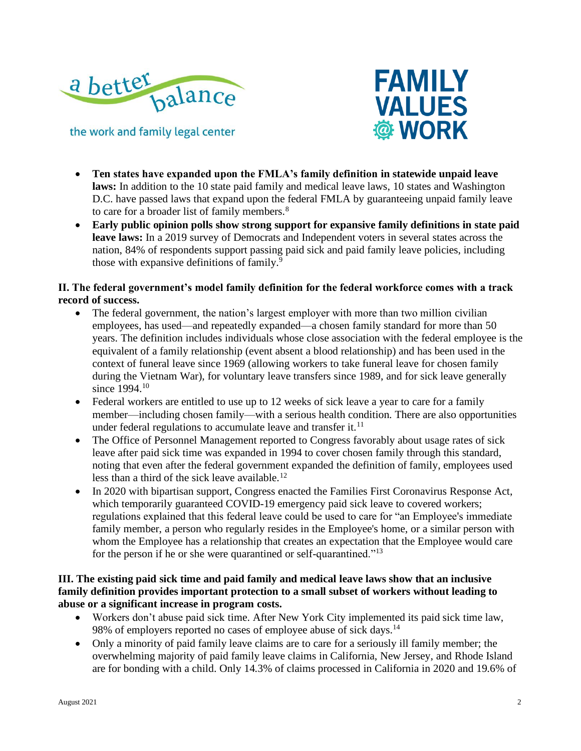- **Ten states have expanded upon the FMLA's family definition in statewide unpaid leave laws:** In addition to the 10 state paid family and medical leave laws, 10 states and Washington D.C. have passed laws that expand upon the federal FMLA by guaranteeing unpaid family leave to care for a broader list of family members.[8]
- **Early public opinion polls show strong support for expansive family definitions in state paid leave laws:** In a 2019 survey of Democrats and Independent voters in several states across the nation, 84% of respondents support passing paid sick and paid family leave policies, including those with expansive definitions of family.[9]

**II. The federal government's model family definition for the federal workforce comes with a track record of success.**

- The federal government, the nation's largest employer with more than two million civilian employees, has used—and repeatedly expanded—a chosen family standard for more than 50 years. The definition includes individuals whose close association with the federal employee is the equivalent of a family relationship (event absent a blood relationship) and has been used in the context of funeral leave since 1969 (allowing workers to take funeral leave for chosen family during the Vietnam War), for voluntary leave transfers since 1989, and for sick leave generally since 1994.[10]
- Federal workers are entitled to use up to 12 weeks of sick leave a year to care for a family member—including chosen family—with a serious health condition. There are also opportunities under federal regulations to accumulate leave and transfer it.[11]
- The Office of Personnel Management reported to Congress favorably about usage rates of sick leave after paid sick time was expanded in 1994 to cover chosen family through this standard, noting that even after the federal government expanded the definition of family, employees used less than a third of the sick leave available.[12]
- In 2020 with bipartisan support, Congress enacted the Families First Coronavirus Response Act, which temporarily guaranteed COVID-19 emergency paid sick leave to covered workers; regulations explained that this federal leave could be used to care for "an Employee's immediate family member, a person who regularly resides in the Employee's home, or a similar person with whom the Employee has a relationship that creates an expectation that the Employee would care for the person if he or she were quarantined or self-quarantined."[13]

**III. The existing paid sick time and paid family and medical leave laws show that an inclusive family definition provides important protection to a small subset of workers without leading to abuse or a significant increase in program costs.**

- Workers don't abuse paid sick time. After New York City implemented its paid sick time law, 98% of employers reported no cases of employee abuse of sick days.[14]
- Only a minority of paid family leave claims are to care for a seriously ill family member; the overwhelming majority of paid family leave claims in California, New Jersey, and Rhode Island are for bonding with a child. Only 14.3% of claims processed in California in 2020 and 19.6% of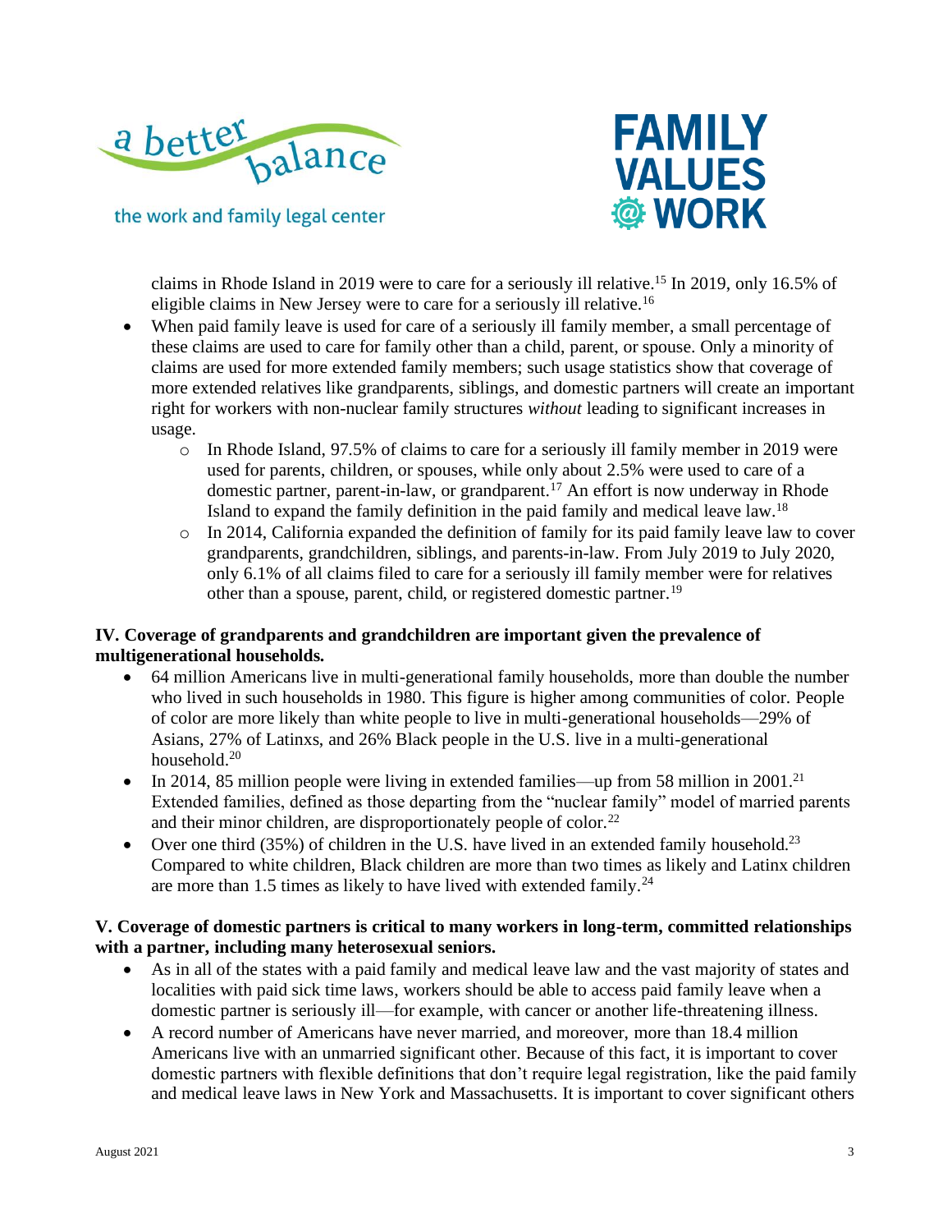claims in Rhode Island in 2019 were to care for a seriously ill relative.[15] In 2019, only 16.5% of eligible claims in New Jersey were to care for a seriously ill relative.[16]

- When paid family leave is used for care of a seriously ill family member, a small percentage of these claims are used to care for family other than a child, parent, or spouse. Only a minority of claims are used for more extended family members; such usage statistics show that coverage of more extended relatives like grandparents, siblings, and domestic partners will create an important right for workers with non-nuclear family structures *without* leading to significant increases in usage.
  - In Rhode Island, 97.5% of claims to care for a seriously ill family member in 2019 were used for parents, children, or spouses, while only about 2.5% were used to care of a domestic partner, parent-in-law, or grandparent.[17] An effort is now underway in Rhode Island to expand the family definition in the paid family and medical leave law.[18]
  - In 2014, California expanded the definition of family for its paid family leave law to cover grandparents, grandchildren, siblings, and parents-in-law. From July 2019 to July 2020, only 6.1% of all claims filed to care for a seriously ill family member were for relatives other than a spouse, parent, child, or registered domestic partner.[19]

### IV. Coverage of grandparents and grandchildren are important given the prevalence of multigenerational households.

- 64 million Americans live in multi-generational family households, more than double the number who lived in such households in 1980. This figure is higher among communities of color. People of color are more likely than white people to live in multi-generational households—29% of Asians, 27% of Latinxs, and 26% Black people in the U.S. live in a multi-generational household.[20]
- In 2014, 85 million people were living in extended families—up from 58 million in 2001.[21] Extended families, defined as those departing from the "nuclear family" model of married parents and their minor children, are disproportionately people of color.[22]
- Over one third (35%) of children in the U.S. have lived in an extended family household.[23] Compared to white children, Black children are more than two times as likely and Latinx children are more than 1.5 times as likely to have lived with extended family.[24]

### V. Coverage of domestic partners is critical to many workers in long-term, committed relationships with a partner, including many heterosexual seniors.

- As in all of the states with a paid family and medical leave law and the vast majority of states and localities with paid sick time laws, workers should be able to access paid family leave when a domestic partner is seriously ill—for example, with cancer or another life-threatening illness.
- A record number of Americans have never married, and moreover, more than 18.4 million Americans live with an unmarried significant other. Because of this fact, it is important to cover domestic partners with flexible definitions that don't require legal registration, like the paid family and medical leave laws in New York and Massachusetts. It is important to cover significant others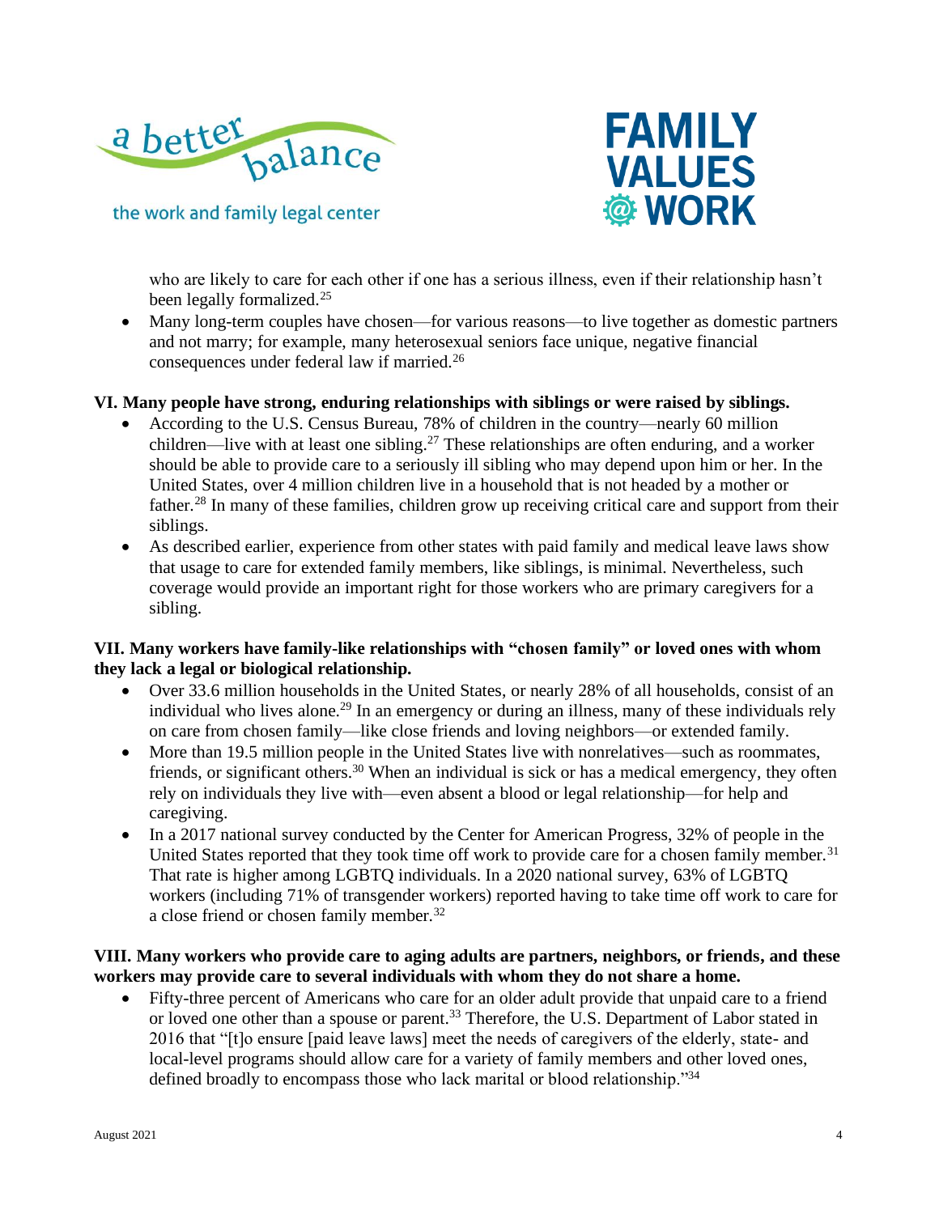- who are likely to care for each other if one has a serious illness, even if their relationship hasn't been legally formalized.[25]
- Many long-term couples have chosen—for various reasons—to live together as domestic partners and not marry; for example, many heterosexual seniors face unique, negative financial consequences under federal law if married.[26]

**VI. Many people have strong, enduring relationships with siblings or were raised by siblings.**

- According to the U.S. Census Bureau, 78% of children in the country—nearly 60 million children—live with at least one sibling.[27] These relationships are often enduring, and a worker should be able to provide care to a seriously ill sibling who may depend upon him or her. In the United States, over 4 million children live in a household that is not headed by a mother or father.[28] In many of these families, children grow up receiving critical care and support from their siblings.
- As described earlier, experience from other states with paid family and medical leave laws show that usage to care for extended family members, like siblings, is minimal. Nevertheless, such coverage would provide an important right for those workers who are primary caregivers for a sibling.

**VII. Many workers have family-like relationships with "chosen family" or loved ones with whom they lack a legal or biological relationship.**

- Over 33.6 million households in the United States, or nearly 28% of all households, consist of an individual who lives alone.[29] In an emergency or during an illness, many of these individuals rely on care from chosen family—like close friends and loving neighbors—or extended family.
- More than 19.5 million people in the United States live with nonrelatives—such as roommates, friends, or significant others.[30] When an individual is sick or has a medical emergency, they often rely on individuals they live with—even absent a blood or legal relationship—for help and caregiving.
- In a 2017 national survey conducted by the Center for American Progress, 32% of people in the United States reported that they took time off work to provide care for a chosen family member.[31] That rate is higher among LGBTQ individuals. In a 2020 national survey, 63% of LGBTQ workers (including 71% of transgender workers) reported having to take time off work to care for a close friend or chosen family member.[32]

**VIII. Many workers who provide care to aging adults are partners, neighbors, or friends, and these workers may provide care to several individuals with whom they do not share a home.**

- Fifty-three percent of Americans who care for an older adult provide that unpaid care to a friend or loved one other than a spouse or parent.[33] Therefore, the U.S. Department of Labor stated in 2016 that "[t]o ensure [paid leave laws] meet the needs of caregivers of the elderly, state- and local-level programs should allow care for a variety of family members and other loved ones, defined broadly to encompass those who lack marital or blood relationship."[34]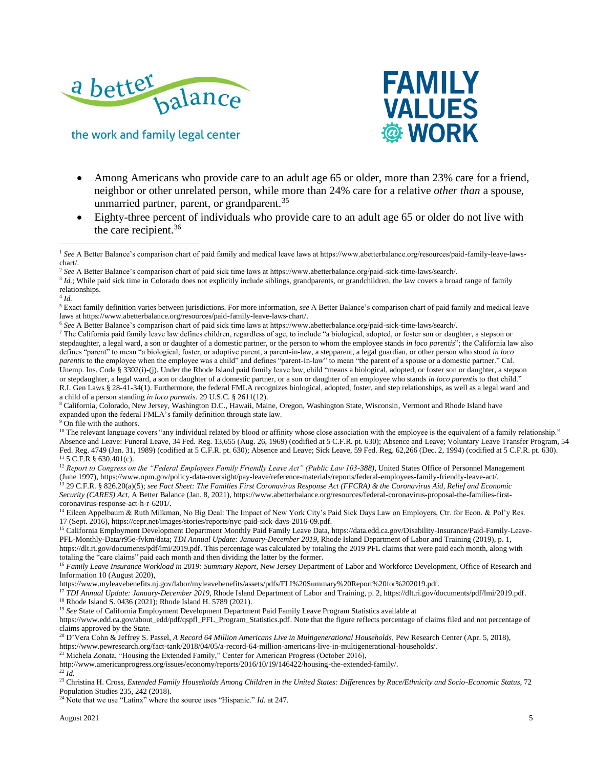- Among Americans who provide care to an adult age 65 or older, more than 23% care for a friend, neighbor or other unrelated person, while more than 24% care for a relative *other than* a spouse, unmarried partner, parent, or grandparent.[35]
- Eighty-three percent of individuals who provide care to an adult age 65 or older do not live with the care recipient.[36]

---

[1] *See* A Better Balance's comparison chart of paid family and medical leave laws at https://www.abetterbalance.org/resources/paid-family-leave-laws-chart/.

[2] *See* A Better Balance's comparison chart of paid sick time laws at https://www.abetterbalance.org/paid-sick-time-laws/search/.

[3] *Id.*; While paid sick time in Colorado does not explicitly include siblings, grandparents, or grandchildren, the law covers a broad range of family relationships.

[4] *Id.*

[5] Exact family definition varies between jurisdictions. For more information, *see* A Better Balance's comparison chart of paid family and medical leave laws at https://www.abetterbalance.org/resources/paid-family-leave-laws-chart/.

[6] *See* A Better Balance's comparison chart of paid sick time laws at https://www.abetterbalance.org/paid-sick-time-laws/search/.

[7] The California paid family leave law defines children, regardless of age, to include "a biological, adopted, or foster son or daughter, a stepson or stepdaughter, a legal ward, a son or daughter of a domestic partner, or the person to whom the employee stands *in loco parentis*"; the California law also defines "parent" to mean "a biological, foster, or adoptive parent, a parent-in-law, a stepparent, a legal guardian, or other person who stood *in loco parentis* to the employee when the employee was a child" and defines "parent-in-law" to mean "the parent of a spouse or a domestic partner." Cal. Unemp. Ins. Code § 3302(i)-(j). Under the Rhode Island paid family leave law, child "means a biological, adopted, or foster son or daughter, a stepson or stepdaughter, a legal ward, a son or daughter of a domestic partner, or a son or daughter of an employee who stands *in loco parentis* to that child." R.I. Gen Laws § 28-41-34(1). Furthermore, the federal FMLA recognizes biological, adopted, foster, and step relationships, as well as a legal ward and a child of a person standing *in loco parentis*. 29 U.S.C. § 2611(12).

[8] California, Colorado, New Jersey, Washington D.C., Hawaii, Maine, Oregon, Washington State, Wisconsin, Vermont and Rhode Island have expanded upon the federal FMLA's family definition through state law.

[9] On file with the authors.

[10] The relevant language covers "any individual related by blood or affinity whose close association with the employee is the equivalent of a family relationship." Absence and Leave: Funeral Leave, 34 Fed. Reg. 13,655 (Aug. 26, 1969) (codified at 5 C.F.R. pt. 630); Absence and Leave; Voluntary Leave Transfer Program, 54 Fed. Reg. 4749 (Jan. 31, 1989) (codified at 5 C.F.R. pt. 630); Absence and Leave; Sick Leave, 59 Fed. Reg. 62,266 (Dec. 2, 1994) (codified at 5 C.F.R. pt. 630).

[11] 5 C.F.R § 630.401(c).

[12] *Report to Congress on the "Federal Employees Family Friendly Leave Act" (Public Law 103-388)*, United States Office of Personnel Management (June 1997), https://www.opm.gov/policy-data-oversight/pay-leave/reference-materials/reports/federal-employees-family-friendly-leave-act/.

[13] 29 C.F.R. § 826.20(a)(5); *see Fact Sheet: The Families First Coronavirus Response Act (FFCRA) & the Coronavirus Aid, Relief and Economic Security (CARES) Act*, A Better Balance (Jan. 8, 2021), https://www.abetterbalance.org/resources/federal-coronavirus-proposal-the-families-first-coronavirus-response-act-h-r-6201/.

[14] Eileen Appelbaum & Ruth Milkman, No Big Deal: The Impact of New York City's Paid Sick Days Law on Employers, Ctr. for Econ. & Pol'y Res. 17 (Sept. 2016), https://cepr.net/images/stories/reports/nyc-paid-sick-days-2016-09.pdf.

[15] California Employment Development Department Monthly Paid Family Leave Data, https://data.edd.ca.gov/Disability-Insurance/Paid-Family-Leave-PFL-Monthly-Data/r95e-fvkm/data; *TDI Annual Update: January-December 2019*, Rhode Island Department of Labor and Training (2019), p. 1, https://dlt.ri.gov/documents/pdf/lmi/2019.pdf. This percentage was calculated by totaling the 2019 PFL claims that were paid each month, along with totaling the "care claims" paid each month and then dividing the latter by the former.

[16] *Family Leave Insurance Workload in 2019: Summary Report*, New Jersey Department of Labor and Workforce Development, Office of Research and Information 10 (August 2020), https://www.myleavebenefits.nj.gov/labor/myleavebenefits/assets/pdfs/FLI%20Summary%20Report%20for%202019.pdf.

[17] *TDI Annual Update: January-December 2019*, Rhode Island Department of Labor and Training, p. 2, https://dlt.ri.gov/documents/pdf/lmi/2019.pdf.

[18] Rhode Island S. 0436 (2021); Rhode Island H. 5789 (2021).

[19] *See* State of California Employment Development Department Paid Family Leave Program Statistics available at https://www.edd.ca.gov/about_edd/pdf/qspfl_PFL_Program_Statistics.pdf. Note that the figure reflects percentage of claims filed and not percentage of claims approved by the State.

[20] D'Vera Cohn & Jeffrey S. Passel, *A Record 64 Million Americans Live in Multigenerational Households*, Pew Research Center (Apr. 5, 2018), https://www.pewresearch.org/fact-tank/2018/04/05/a-record-64-million-americans-live-in-multigenerational-households/.

[21] Michela Zonata, "Housing the Extended Family," Center for American Progress (October 2016), http://www.americanprogress.org/issues/economy/reports/2016/10/19/146422/housing-the-extended-family/.

[22] *Id.*

[23] Christina H. Cross, *Extended Family Households Among Children in the United States: Differences by Race/Ethnicity and Socio-Economic Status*, 72 Population Studies 235, 242 (2018).

[24] Note that we use "Latinx" where the source uses "Hispanic." *Id.* at 247.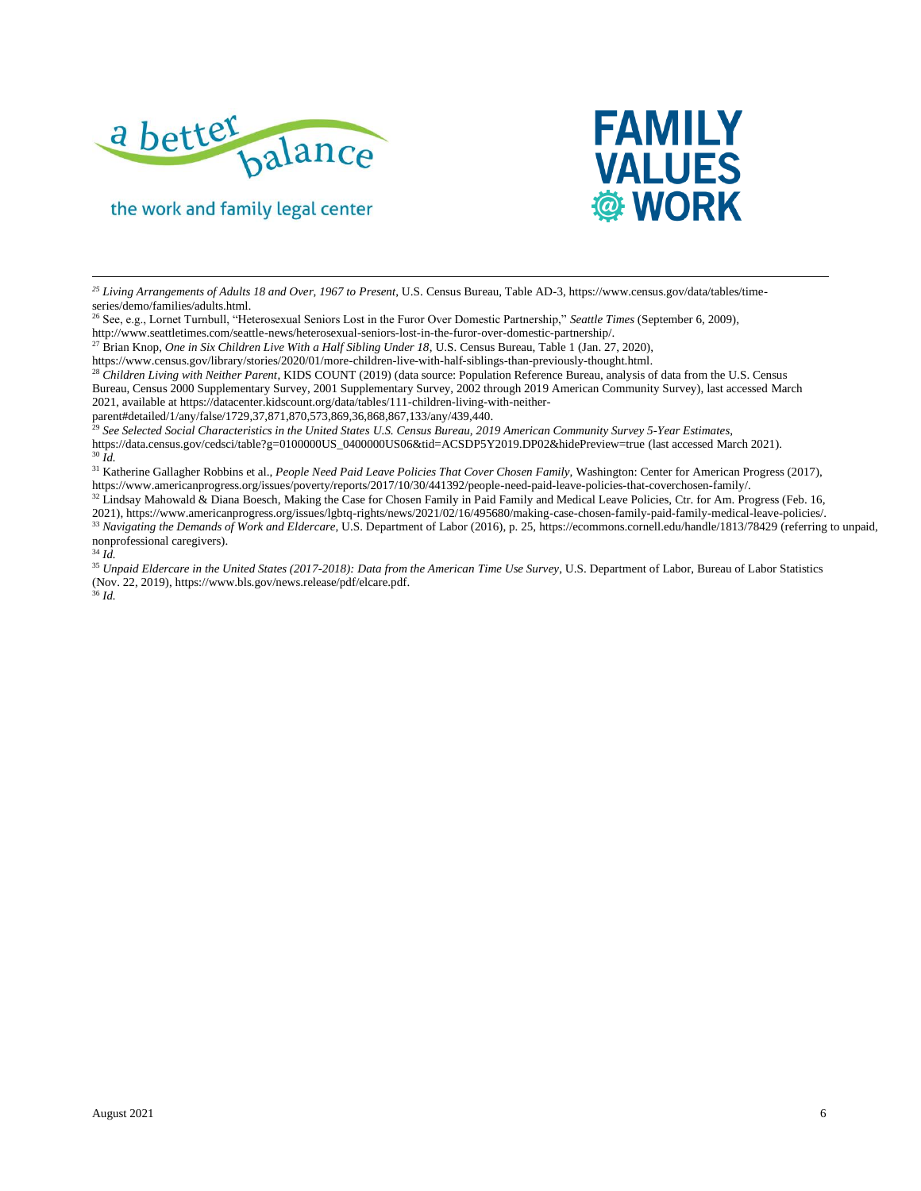a better balance

the work and family legal center

FAMILY VALUES @ WORK

---

[25] *Living Arrangements of Adults 18 and Over, 1967 to Present*, U.S. Census Bureau, Table AD-3, https://www.census.gov/data/tables/time-series/demo/families/adults.html.

[26] See, e.g., Lornet Turnbull, "Heterosexual Seniors Lost in the Furor Over Domestic Partnership," *Seattle Times* (September 6, 2009), http://www.seattletimes.com/seattle-news/heterosexual-seniors-lost-in-the-furor-over-domestic-partnership/.

[27] Brian Knop, *One in Six Children Live With a Half Sibling Under 18*, U.S. Census Bureau, Table 1 (Jan. 27, 2020), https://www.census.gov/library/stories/2020/01/more-children-live-with-half-siblings-than-previously-thought.html.

[28] *Children Living with Neither Parent*, KIDS COUNT (2019) (data source: Population Reference Bureau, analysis of data from the U.S. Census Bureau, Census 2000 Supplementary Survey, 2001 Supplementary Survey, 2002 through 2019 American Community Survey), last accessed March 2021, available at https://datacenter.kidscount.org/data/tables/111-children-living-with-neither-parent#detailed/1/any/false/1729,37,871,870,573,869,36,868,867,133/any/439,440.

[29] *See Selected Social Characteristics in the United States U.S. Census Bureau, 2019 American Community Survey 5-Year Estimates*, https://data.census.gov/cedsci/table?g=0100000US_0400000US06&tid=ACSDP5Y2019.DP02&hidePreview=true (last accessed March 2021).

[30] *Id.*

[31] Katherine Gallagher Robbins et al., *People Need Paid Leave Policies That Cover Chosen Family*, Washington: Center for American Progress (2017), https://www.americanprogress.org/issues/poverty/reports/2017/10/30/441392/people-need-paid-leave-policies-that-coverchosen-family/.

[32] Lindsay Mahowald & Diana Boesch, Making the Case for Chosen Family in Paid Family and Medical Leave Policies, Ctr. for Am. Progress (Feb. 16, 2021), https://www.americanprogress.org/issues/lgbtq-rights/news/2021/02/16/495680/making-case-chosen-family-paid-family-medical-leave-policies/.

[33] *Navigating the Demands of Work and Eldercare*, U.S. Department of Labor (2016), p. 25, https://ecommons.cornell.edu/handle/1813/78429 (referring to unpaid, nonprofessional caregivers).

[34] *Id.*

[35] *Unpaid Eldercare in the United States (2017-2018): Data from the American Time Use Survey*, U.S. Department of Labor, Bureau of Labor Statistics (Nov. 22, 2019), https://www.bls.gov/news.release/pdf/elcare.pdf.

[36] *Id.*